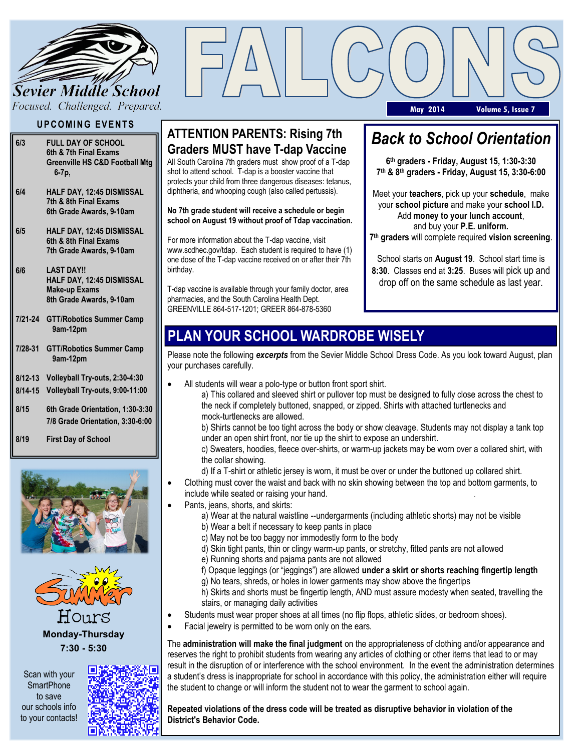# FALCONS

**Sevier Middle School**
*Focused. Challenged. Prepared.*

May 2014 Volume 5, Issue 7

## UPCOMING EVENTS

| Date | Event |
|---|---|
| 6/3 | FULL DAY OF SCHOOL<br>6th & 7th Final Exams<br>Greenville HS C&D Football Mtg 6-7p, |
| 6/4 | HALF DAY, 12:45 DISMISSAL<br>7th & 8th Final Exams<br>6th Grade Awards, 9-10am |
| 6/5 | HALF DAY, 12:45 DISMISSAL<br>6th & 8th Final Exams<br>7th Grade Awards, 9-10am |
| 6/6 | LAST DAY!!<br>HALF DAY, 12:45 DISMISSAL<br>Make-up Exams<br>8th Grade Awards, 9-10am |
| 7/21-24 | GTT/Robotics Summer Camp 9am-12pm |
| 7/28-31 | GTT/Robotics Summer Camp 9am-12pm |
| 8/12-13 | Volleyball Try-outs, 2:30-4:30 |
| 8/14-15 | Volleyball Try-outs, 9:00-11:00 |
| 8/15 | 6th Grade Orientation, 1:30-3:30<br>7/8 Grade Orientation, 3:30-6:00 |
| 8/19 | First Day of School |

**Summer Hours**
**Monday-Thursday**
**7:30 - 5:30**

Scan with your SmartPhone to save our schools info to your contacts!

## ATTENTION PARENTS: Rising 7th Graders MUST have T-dap Vaccine

All South Carolina 7th graders must show proof of a T-dap shot to attend school. T-dap is a booster vaccine that protects your child from three dangerous diseases: tetanus, diphtheria, and whooping cough (also called pertussis).

**No 7th grade student will receive a schedule or begin school on August 19 without proof of Tdap vaccination.**

For more information about the T-dap vaccine, visit www.scdhec.gov/tdap. Each student is required to have (1) one dose of the T-dap vaccine received on or after their 7th birthday.

T-dap vaccine is available through your family doctor, area pharmacies, and the South Carolina Health Dept. GREENVILLE 864-517-1201; GREER 864-878-5360

## *Back to School Orientation*

**6th graders - Friday, August 15, 1:30-3:30**
**7th & 8th graders - Friday, August 15, 3:30-6:00**

Meet your **teachers**, pick up your **schedule**, make your **school picture** and make your **school I.D.** Add **money to your lunch account**, and buy your **P.E. uniform.**
**7th graders** will complete required **vision screening**.

School starts on **August 19**. School start time is **8:30**. Classes end at **3:25**. Buses will pick up and drop off on the same schedule as last year.

## PLAN YOUR SCHOOL WARDROBE WISELY

Please note the following ***excerpts*** from the Sevier Middle School Dress Code. As you look toward August, plan your purchases carefully.

- All students will wear a polo-type or button front sport shirt.
  - a) This collared and sleeved shirt or pullover top must be designed to fully close across the chest to the neck if completely buttoned, snapped, or zipped. Shirts with attached turtlenecks and mock-turtlenecks are allowed.
  - b) Shirts cannot be too tight across the body or show cleavage. Students may not display a tank top under an open shirt front, nor tie up the shirt to expose an undershirt.
  - c) Sweaters, hoodies, fleece over-shirts, or warm-up jackets may be worn over a collared shirt, with the collar showing.
  - d) If a T-shirt or athletic jersey is worn, it must be over or under the buttoned up collared shirt.
- Clothing must cover the waist and back with no skin showing between the top and bottom garments, to include while seated or raising your hand.
- Pants, jeans, shorts, and skirts:
  - a) Wear at the natural waistline --undergarments (including athletic shorts) may not be visible
  - b) Wear a belt if necessary to keep pants in place
  - c) May not be too baggy nor immodestly form to the body
  - d) Skin tight pants, thin or clingy warm-up pants, or stretchy, fitted pants are not allowed
  - e) Running shorts and pajama pants are not allowed
  - f) Opaque leggings (or "jeggings") are allowed **under a skirt or shorts reaching fingertip length**
  - g) No tears, shreds, or holes in lower garments may show above the fingertips
  - h) Skirts and shorts must be fingertip length, AND must assure modesty when seated, travelling the stairs, or managing daily activities
- Students must wear proper shoes at all times (no flip flops, athletic slides, or bedroom shoes).
- Facial jewelry is permitted to be worn only on the ears.

The **administration will make the final judgment** on the appropriateness of clothing and/or appearance and reserves the right to prohibit students from wearing any articles of clothing or other items that lead to or may result in the disruption of or interference with the school environment. In the event the administration determines a student's dress is inappropriate for school in accordance with this policy, the administration either will require the student to change or will inform the student not to wear the garment to school again.

**Repeated violations of the dress code will be treated as disruptive behavior in violation of the District's Behavior Code.**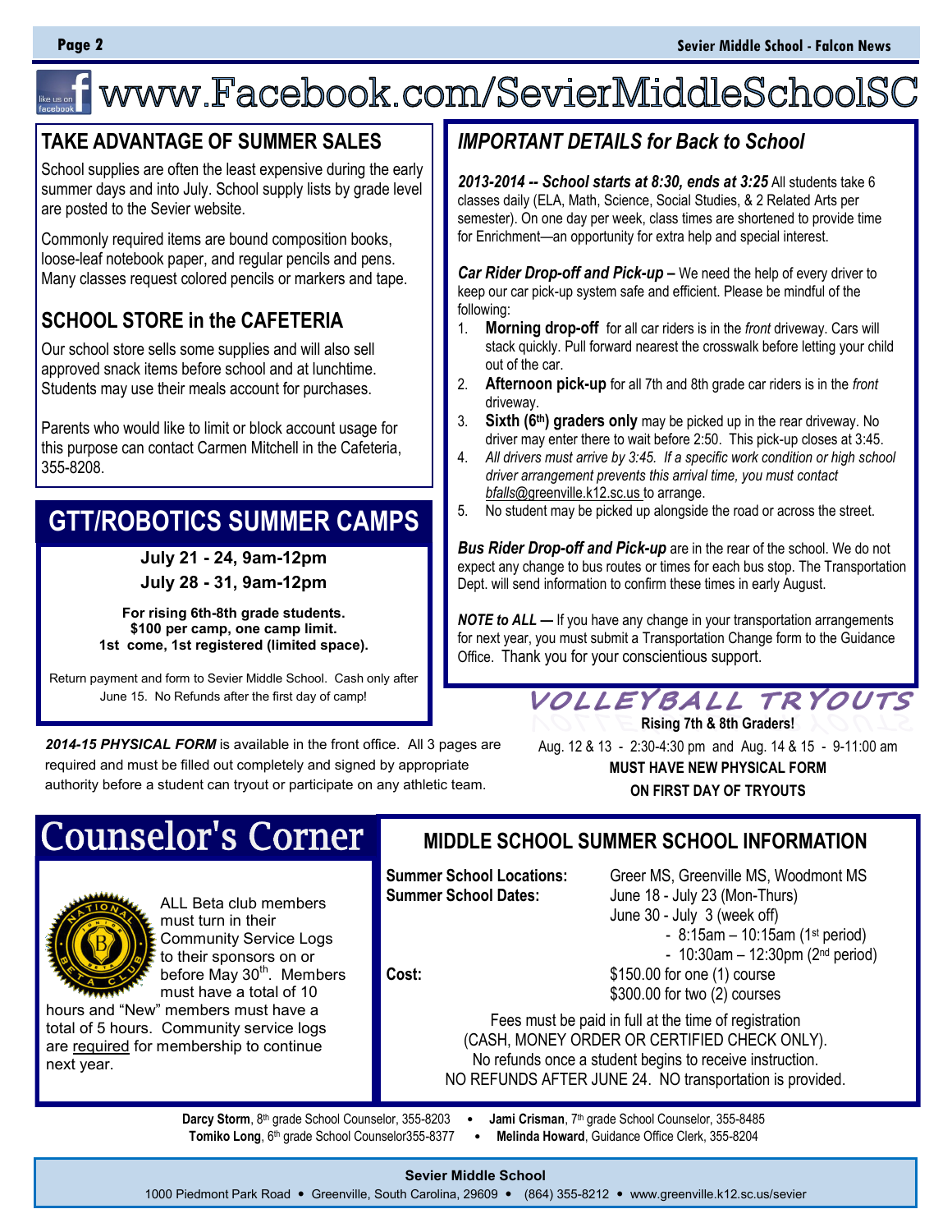# www.Facebook.com/SevierMiddleSchoolSC

## TAKE ADVANTAGE OF SUMMER SALES

School supplies are often the least expensive during the early summer days and into July. School supply lists by grade level are posted to the Sevier website.

Commonly required items are bound composition books, loose-leaf notebook paper, and regular pencils and pens. Many classes request colored pencils or markers and tape.

## SCHOOL STORE in the CAFETERIA

Our school store sells some supplies and will also sell approved snack items before school and at lunchtime. Students may use their meals account for purchases.

Parents who would like to limit or block account usage for this purpose can contact Carmen Mitchell in the Cafeteria, 355-8208.

## GTT/ROBOTICS SUMMER CAMPS

**July 21 - 24, 9am-12pm**

**July 28 - 31, 9am-12pm**

**For rising 6th-8th grade students.**
**$100 per camp, one camp limit.**
**1st come, 1st registered (limited space).**

Return payment and form to Sevier Middle School. Cash only after June 15. No Refunds after the first day of camp!

***2014-15 PHYSICAL FORM*** is available in the front office. All 3 pages are required and must be filled out completely and signed by appropriate authority before a student can tryout or participate on any athletic team.

## *IMPORTANT DETAILS for Back to School*

***2013-2014 -- School starts at 8:30, ends at 3:25*** All students take 6 classes daily (ELA, Math, Science, Social Studies, & 2 Related Arts per semester). On one day per week, class times are shortened to provide time for Enrichment—an opportunity for extra help and special interest.

***Car Rider Drop-off and Pick-up –*** We need the help of every driver to keep our car pick-up system safe and efficient. Please be mindful of the following:

1. **Morning drop-off** for all car riders is in the *front* driveway. Cars will stack quickly. Pull forward nearest the crosswalk before letting your child out of the car.
2. **Afternoon pick-up** for all 7th and 8th grade car riders is in the *front* driveway.
3. **Sixth (6th) graders only** may be picked up in the rear driveway. No driver may enter there to wait before 2:50. This pick-up closes at 3:45.
4. *All drivers must arrive by 3:45. If a specific work condition or high school driver arrangement prevents this arrival time, you must contact bfalls@greenville.k12.sc.us* to arrange.
5. No student may be picked up alongside the road or across the street.

***Bus Rider Drop-off and Pick-up*** are in the rear of the school. We do not expect any change to bus routes or times for each bus stop. The Transportation Dept. will send information to confirm these times in early August.

***NOTE to ALL —*** If you have any change in your transportation arrangements for next year, you must submit a Transportation Change form to the Guidance Office. Thank you for your conscientious support.

## *VOLLEYBALL TRYOUTS*

**Rising 7th & 8th Graders!**

Aug. 12 & 13 - 2:30-4:30 pm and Aug. 14 & 15 - 9-11:00 am

**MUST HAVE NEW PHYSICAL FORM ON FIRST DAY OF TRYOUTS**

## Counselor's Corner

ALL Beta club members must turn in their Community Service Logs to their sponsors on or before May 30th. Members must have a total of 10 hours and "New" members must have a total of 5 hours. Community service logs are required for membership to continue next year.

## MIDDLE SCHOOL SUMMER SCHOOL INFORMATION

**Summer School Locations:** Greer MS, Greenville MS, Woodmont MS

**Summer School Dates:** June 18 - July 23 (Mon-Thurs)
June 30 - July 3 (week off)
- 8:15am – 10:15am (1st period)
- 10:30am – 12:30pm (2nd period)

**Cost:** $150.00 for one (1) course
$300.00 for two (2) courses

Fees must be paid in full at the time of registration (CASH, MONEY ORDER OR CERTIFIED CHECK ONLY). No refunds once a student begins to receive instruction. NO REFUNDS AFTER JUNE 24. NO transportation is provided.

**Darcy Storm**, 8th grade School Counselor, 355-8203 • **Jami Crisman**, 7th grade School Counselor, 355-8485
**Tomiko Long**, 6th grade School Counselor355-8377 • **Melinda Howard**, Guidance Office Clerk, 355-8204

**Sevier Middle School**
1000 Piedmont Park Road • Greenville, South Carolina, 29609 • (864) 355-8212 • www.greenville.k12.sc.us/sevier